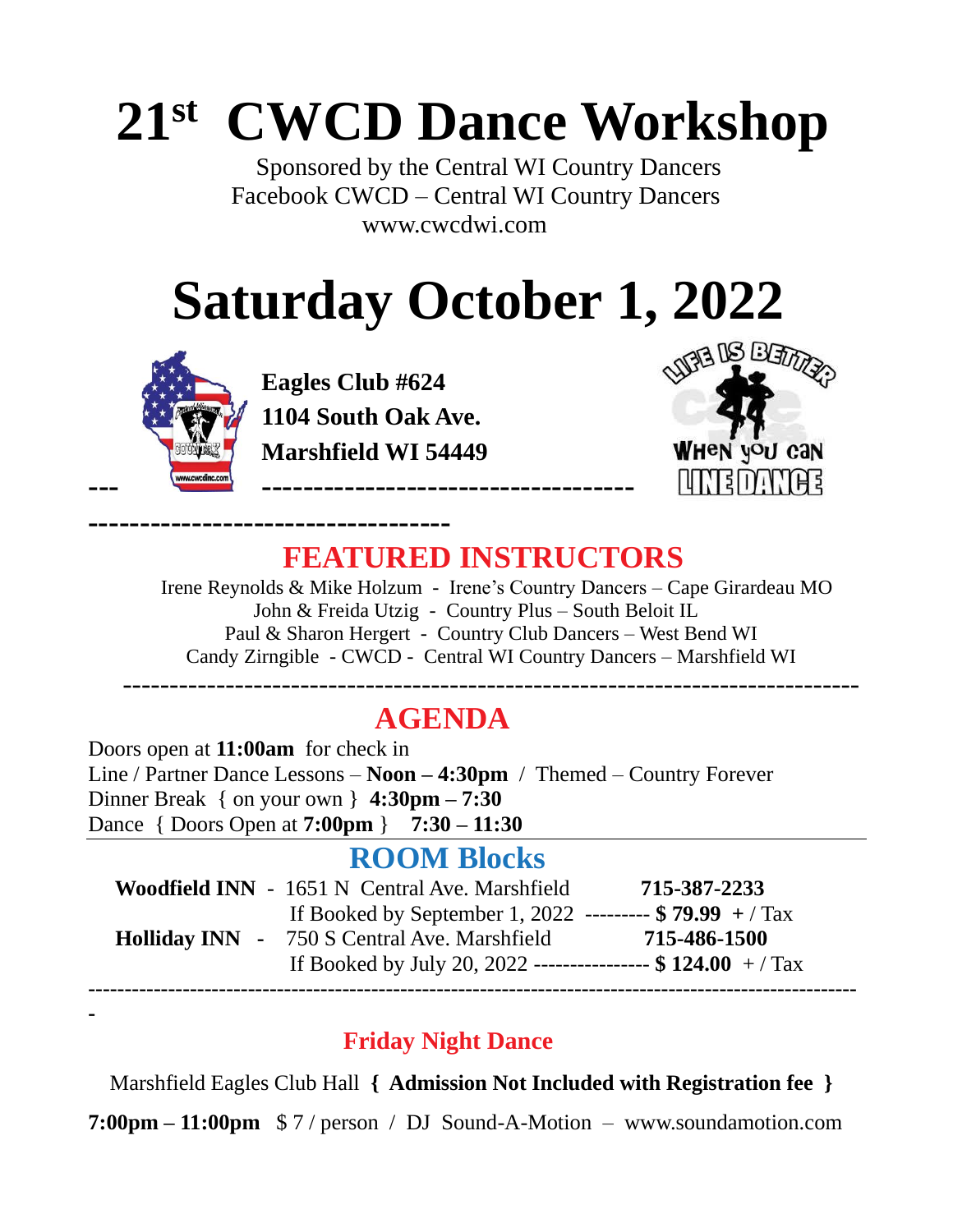# 21st CWCD Dance Workshop

Sponsored by the Central WI Country Dancers
Facebook CWCD – Central WI Country Dancers
www.cwcdwi.com

# Saturday October 1, 2022

**Eagles Club #624**
**1104 South Oak Ave.**
**Marshfield WI 54449**

---

## FEATURED INSTRUCTORS

Irene Reynolds & Mike Holzum - Irene's Country Dancers – Cape Girardeau MO
John & Freida Utzig - Country Plus – South Beloit IL
Paul & Sharon Hergert - Country Club Dancers – West Bend WI
Candy Zirngible - CWCD - Central WI Country Dancers – Marshfield WI

---

## AGENDA

Doors open at **11:00am** for check in
Line / Partner Dance Lessons – **Noon – 4:30pm** / Themed – Country Forever
Dinner Break { on your own } **4:30pm – 7:30**
Dance { Doors Open at **7:00pm** } **7:30 – 11:30**

## ROOM Blocks

**Woodfield INN** - 1651 N Central Ave. Marshfield **715-387-2233**
If Booked by September 1, 2022 --------- **$ 79.99** + / Tax

**Holliday INN** - 750 S Central Ave. Marshfield **715-486-1500**
If Booked by July 20, 2022 ---------------- **$ 124.00** + / Tax

---

### Friday Night Dance

Marshfield Eagles Club Hall **{ Admission Not Included with Registration fee }**

**7:00pm – 11:00pm** $ 7 / person / DJ Sound-A-Motion – www.soundamotion.com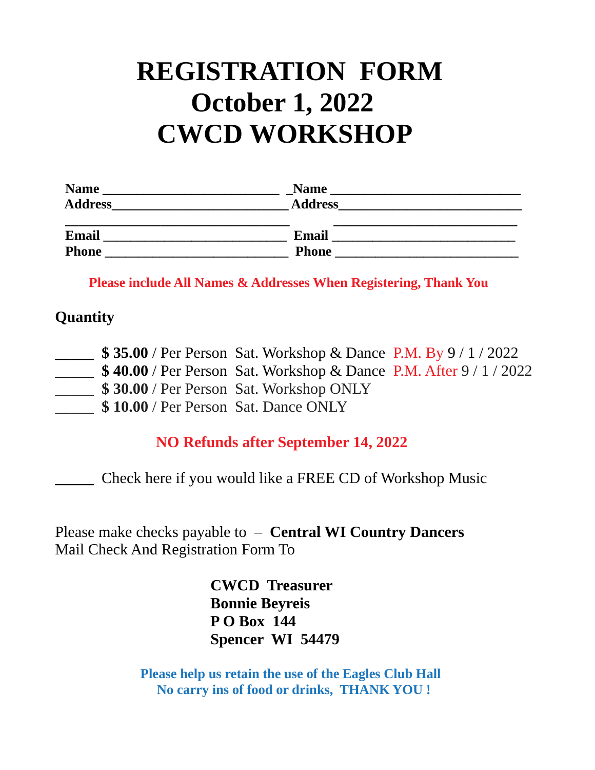# REGISTRATION FORM
# October 1, 2022
# CWCD WORKSHOP

**Name** ___________________________ _**Name** ____________________________
**Address**___________________________ **Address**___________________________
__________________________________ ___________________________
**Email** ___________________________ **Email** ___________________________
**Phone** ___________________________ **Phone** ___________________________

**Please include All Names & Addresses When Registering, Thank You**

**Quantity**

_____ **$ 35.00** / Per Person Sat. Workshop & Dance P.M. By 9 / 1 / 2022
_____ **$ 40.00** / Per Person Sat. Workshop & Dance P.M. After 9 / 1 / 2022
_____ **$ 30.00** / Per Person Sat. Workshop ONLY
_____ **$ 10.00** / Per Person Sat. Dance ONLY

**NO Refunds after September 14, 2022**

_____ Check here if you would like a FREE CD of Workshop Music

Please make checks payable to – **Central WI Country Dancers**
Mail Check And Registration Form To

**CWCD Treasurer**
**Bonnie Beyreis**
**P O Box 144**
**Spencer WI 54479**

**Please help us retain the use of the Eagles Club Hall**
**No carry ins of food or drinks, THANK YOU !**